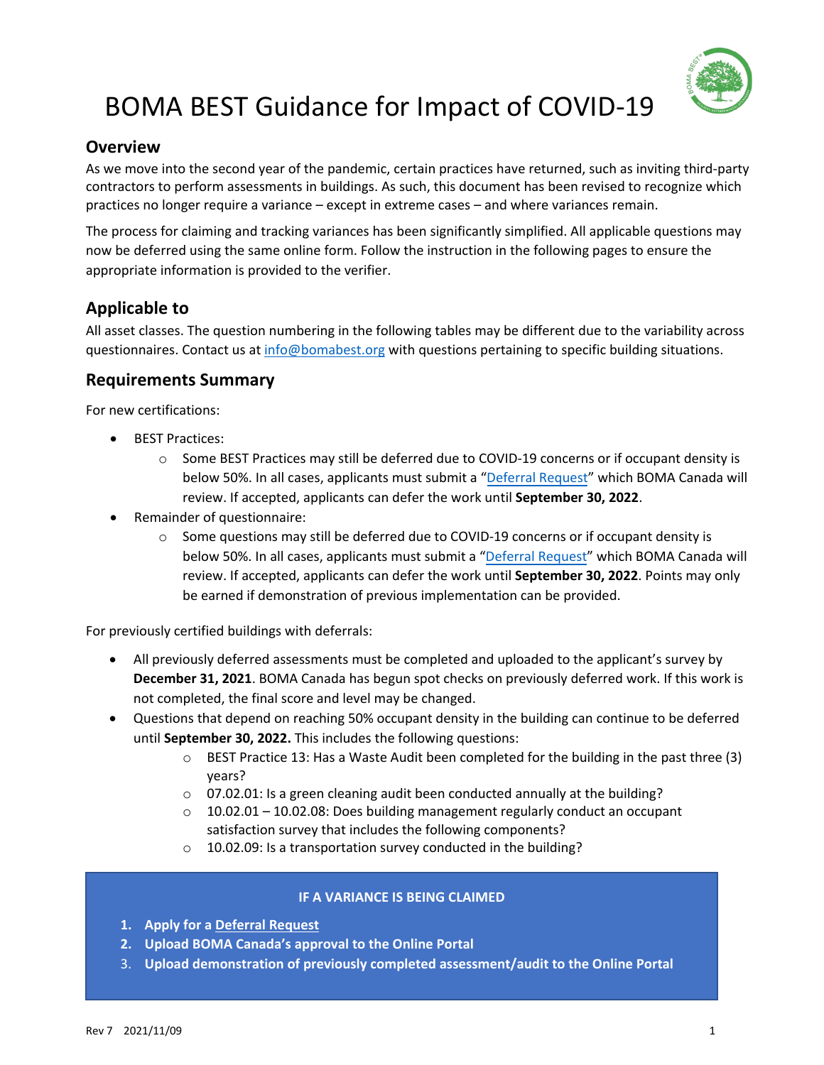# BOMA BEST Guidance for Impact of COVID-19

## Overview

As we move into the second year of the pandemic, certain practices have returned, such as inviting third-party contractors to perform assessments in buildings. As such, this document has been revised to recognize which practices no longer require a variance – except in extreme cases – and where variances remain.

The process for claiming and tracking variances has been significantly simplified. All applicable questions may now be deferred using the same online form. Follow the instruction in the following pages to ensure the appropriate information is provided to the verifier.

## Applicable to

All asset classes. The question numbering in the following tables may be different due to the variability across questionnaires. Contact us at info@bomabest.org with questions pertaining to specific building situations.

## Requirements Summary

For new certifications:

- BEST Practices:
  - Some BEST Practices may still be deferred due to COVID-19 concerns or if occupant density is below 50%. In all cases, applicants must submit a "Deferral Request" which BOMA Canada will review. If accepted, applicants can defer the work until **September 30, 2022**.
- Remainder of questionnaire:
  - Some questions may still be deferred due to COVID-19 concerns or if occupant density is below 50%. In all cases, applicants must submit a "Deferral Request" which BOMA Canada will review. If accepted, applicants can defer the work until **September 30, 2022**. Points may only be earned if demonstration of previous implementation can be provided.

For previously certified buildings with deferrals:

- All previously deferred assessments must be completed and uploaded to the applicant's survey by **December 31, 2021**. BOMA Canada has begun spot checks on previously deferred work. If this work is not completed, the final score and level may be changed.
- Questions that depend on reaching 50% occupant density in the building can continue to be deferred until **September 30, 2022.** This includes the following questions:
  - BEST Practice 13: Has a Waste Audit been completed for the building in the past three (3) years?
  - 07.02.01: Is a green cleaning audit been conducted annually at the building?
  - 10.02.01 – 10.02.08: Does building management regularly conduct an occupant satisfaction survey that includes the following components?
  - 10.02.09: Is a transportation survey conducted in the building?

**IF A VARIANCE IS BEING CLAIMED**

1. **Apply for a Deferral Request**
2. **Upload BOMA Canada's approval to the Online Portal**
3. **Upload demonstration of previously completed assessment/audit to the Online Portal**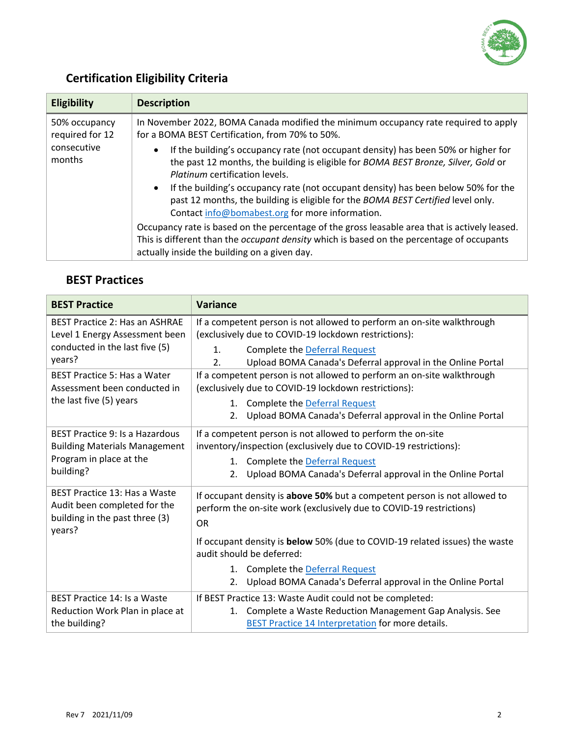## Certification Eligibility Criteria

| Eligibility | Description |
| --- | --- |
| 50% occupancy required for 12 consecutive months | In November 2022, BOMA Canada modified the minimum occupancy rate required to apply for a BOMA BEST Certification, from 70% to 50%.<br>• If the building's occupancy rate (not occupant density) has been 50% or higher for the past 12 months, the building is eligible for *BOMA BEST Bronze, Silver, Gold* or *Platinum* certification levels.<br>• If the building's occupancy rate (not occupant density) has been below 50% for the past 12 months, the building is eligible for the *BOMA BEST Certified* level only. Contact info@bomabest.org for more information.<br>Occupancy rate is based on the percentage of the gross leasable area that is actively leased. This is different than the *occupant density* which is based on the percentage of occupants actually inside the building on a given day. |

## BEST Practices

| BEST Practice | Variance |
| --- | --- |
| BEST Practice 2: Has an ASHRAE Level 1 Energy Assessment been conducted in the last five (5) years? | If a competent person is not allowed to perform an on-site walkthrough (exclusively due to COVID-19 lockdown restrictions):<br>1. Complete the Deferral Request<br>2. Upload BOMA Canada's Deferral approval in the Online Portal |
| BEST Practice 5: Has a Water Assessment been conducted in the last five (5) years | If a competent person is not allowed to perform an on-site walkthrough (exclusively due to COVID-19 lockdown restrictions):<br>1. Complete the Deferral Request<br>2. Upload BOMA Canada's Deferral approval in the Online Portal |
| BEST Practice 9: Is a Hazardous Building Materials Management Program in place at the building? | If a competent person is not allowed to perform the on-site inventory/inspection (exclusively due to COVID-19 restrictions):<br>1. Complete the Deferral Request<br>2. Upload BOMA Canada's Deferral approval in the Online Portal |
| BEST Practice 13: Has a Waste Audit been completed for the building in the past three (3) years? | If occupant density is **above 50%** but a competent person is not allowed to perform the on-site work (exclusively due to COVID-19 restrictions)<br>OR<br>If occupant density is **below** 50% (due to COVID-19 related issues) the waste audit should be deferred:<br>1. Complete the Deferral Request<br>2. Upload BOMA Canada's Deferral approval in the Online Portal |
| BEST Practice 14: Is a Waste Reduction Work Plan in place at the building? | If BEST Practice 13: Waste Audit could not be completed:<br>1. Complete a Waste Reduction Management Gap Analysis. See BEST Practice 14 Interpretation for more details. |

Rev 7 2021/11/09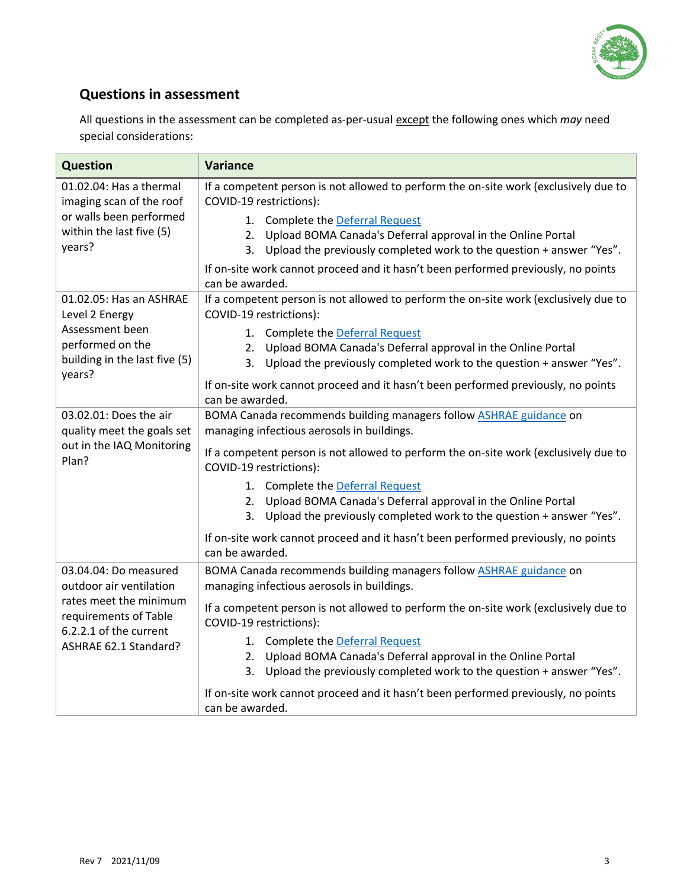## Questions in assessment

All questions in the assessment can be completed as-per-usual except the following ones which *may* need special considerations:

| Question | Variance |
|---|---|
| 01.02.04: Has a thermal imaging scan of the roof or walls been performed within the last five (5) years? | If a competent person is not allowed to perform the on-site work (exclusively due to COVID-19 restrictions):<br>1. Complete the Deferral Request<br>2. Upload BOMA Canada's Deferral approval in the Online Portal<br>3. Upload the previously completed work to the question + answer "Yes".<br><br>If on-site work cannot proceed and it hasn't been performed previously, no points can be awarded. |
| 01.02.05: Has an ASHRAE Level 2 Energy Assessment been performed on the building in the last five (5) years? | If a competent person is not allowed to perform the on-site work (exclusively due to COVID-19 restrictions):<br>1. Complete the Deferral Request<br>2. Upload BOMA Canada's Deferral approval in the Online Portal<br>3. Upload the previously completed work to the question + answer "Yes".<br><br>If on-site work cannot proceed and it hasn't been performed previously, no points can be awarded. |
| 03.02.01: Does the air quality meet the goals set out in the IAQ Monitoring Plan? | BOMA Canada recommends building managers follow ASHRAE guidance on managing infectious aerosols in buildings.<br><br>If a competent person is not allowed to perform the on-site work (exclusively due to COVID-19 restrictions):<br>1. Complete the Deferral Request<br>2. Upload BOMA Canada's Deferral approval in the Online Portal<br>3. Upload the previously completed work to the question + answer "Yes".<br><br>If on-site work cannot proceed and it hasn't been performed previously, no points can be awarded. |
| 03.04.04: Do measured outdoor air ventilation rates meet the minimum requirements of Table 6.2.2.1 of the current ASHRAE 62.1 Standard? | BOMA Canada recommends building managers follow ASHRAE guidance on managing infectious aerosols in buildings.<br><br>If a competent person is not allowed to perform the on-site work (exclusively due to COVID-19 restrictions):<br>1. Complete the Deferral Request<br>2. Upload BOMA Canada's Deferral approval in the Online Portal<br>3. Upload the previously completed work to the question + answer "Yes".<br><br>If on-site work cannot proceed and it hasn't been performed previously, no points can be awarded. |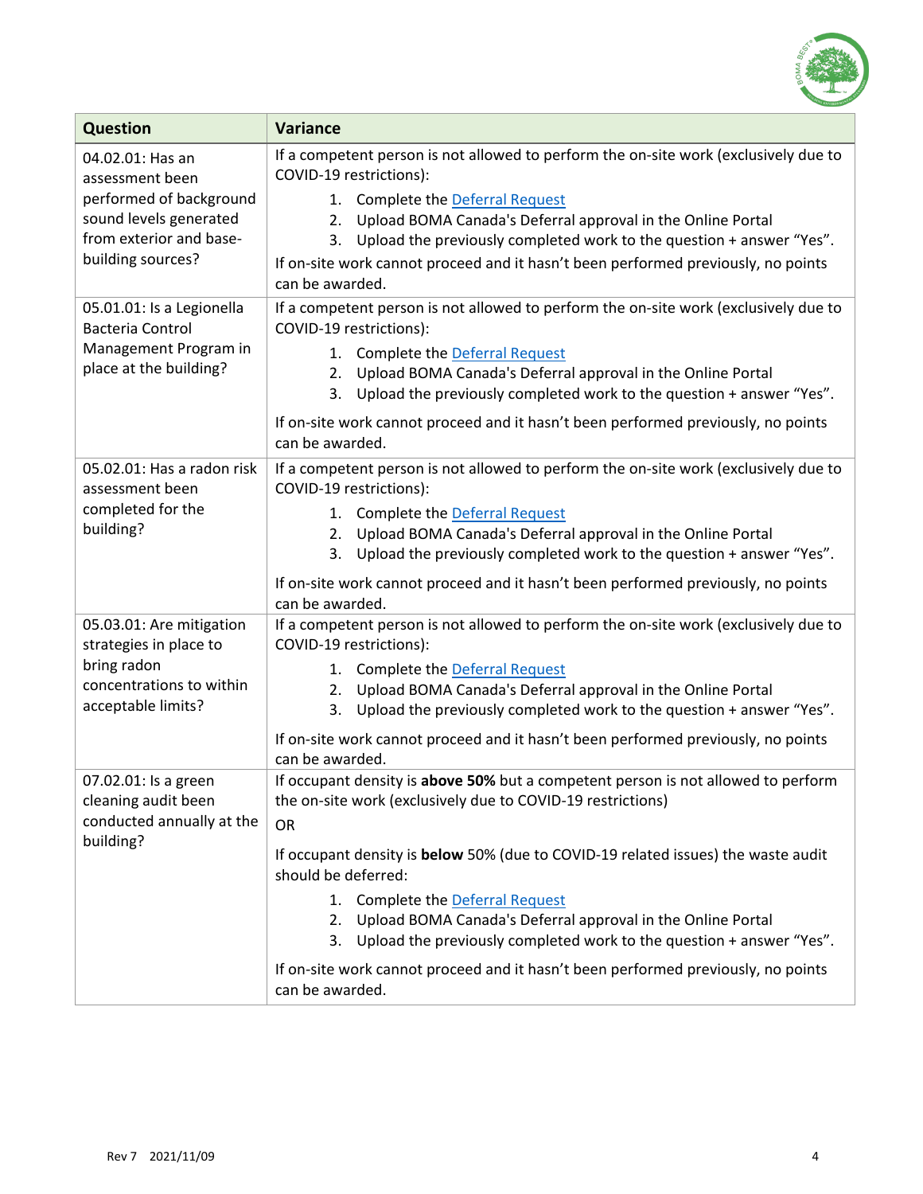| Question | Variance |
|---|---|
| 04.02.01: Has an assessment been performed of background sound levels generated from exterior and base-building sources? | If a competent person is not allowed to perform the on-site work (exclusively due to COVID-19 restrictions):<br>1. Complete the [Deferral Request]<br>2. Upload BOMA Canada's Deferral approval in the Online Portal<br>3. Upload the previously completed work to the question + answer "Yes".<br>If on-site work cannot proceed and it hasn't been performed previously, no points can be awarded. |
| 05.01.01: Is a Legionella Bacteria Control Management Program in place at the building? | If a competent person is not allowed to perform the on-site work (exclusively due to COVID-19 restrictions):<br>1. Complete the [Deferral Request]<br>2. Upload BOMA Canada's Deferral approval in the Online Portal<br>3. Upload the previously completed work to the question + answer "Yes".<br>If on-site work cannot proceed and it hasn't been performed previously, no points can be awarded. |
| 05.02.01: Has a radon risk assessment been completed for the building? | If a competent person is not allowed to perform the on-site work (exclusively due to COVID-19 restrictions):<br>1. Complete the [Deferral Request]<br>2. Upload BOMA Canada's Deferral approval in the Online Portal<br>3. Upload the previously completed work to the question + answer "Yes".<br>If on-site work cannot proceed and it hasn't been performed previously, no points can be awarded. |
| 05.03.01: Are mitigation strategies in place to bring radon concentrations to within acceptable limits? | If a competent person is not allowed to perform the on-site work (exclusively due to COVID-19 restrictions):<br>1. Complete the [Deferral Request]<br>2. Upload BOMA Canada's Deferral approval in the Online Portal<br>3. Upload the previously completed work to the question + answer "Yes".<br>If on-site work cannot proceed and it hasn't been performed previously, no points can be awarded. |
| 07.02.01: Is a green cleaning audit been conducted annually at the building? | If occupant density is **above 50%** but a competent person is not allowed to perform the on-site work (exclusively due to COVID-19 restrictions)<br>OR<br>If occupant density is **below** 50% (due to COVID-19 related issues) the waste audit should be deferred:<br>1. Complete the [Deferral Request]<br>2. Upload BOMA Canada's Deferral approval in the Online Portal<br>3. Upload the previously completed work to the question + answer "Yes".<br>If on-site work cannot proceed and it hasn't been performed previously, no points can be awarded. |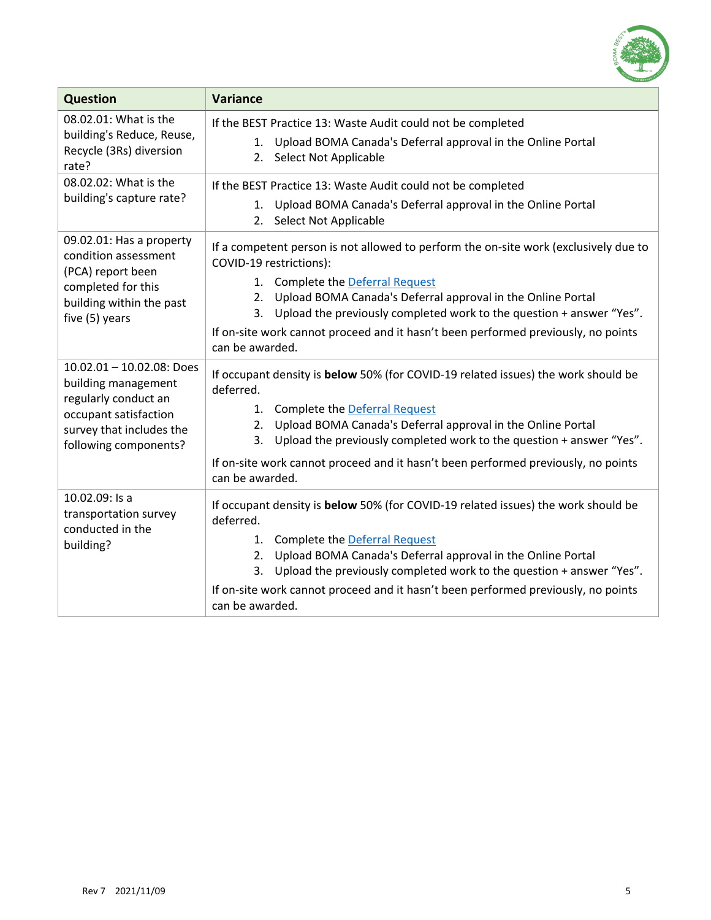| Question | Variance |
| --- | --- |
| 08.02.01: What is the building's Reduce, Reuse, Recycle (3Rs) diversion rate? | If the BEST Practice 13: Waste Audit could not be completed<br>1. Upload BOMA Canada's Deferral approval in the Online Portal<br>2. Select Not Applicable |
| 08.02.02: What is the building's capture rate? | If the BEST Practice 13: Waste Audit could not be completed<br>1. Upload BOMA Canada's Deferral approval in the Online Portal<br>2. Select Not Applicable |
| 09.02.01: Has a property condition assessment (PCA) report been completed for this building within the past five (5) years | If a competent person is not allowed to perform the on-site work (exclusively due to COVID-19 restrictions):<br>1. Complete the Deferral Request<br>2. Upload BOMA Canada's Deferral approval in the Online Portal<br>3. Upload the previously completed work to the question + answer "Yes".<br>If on-site work cannot proceed and it hasn't been performed previously, no points can be awarded. |
| 10.02.01 – 10.02.08: Does building management regularly conduct an occupant satisfaction survey that includes the following components? | If occupant density is **below** 50% (for COVID-19 related issues) the work should be deferred.<br>1. Complete the Deferral Request<br>2. Upload BOMA Canada's Deferral approval in the Online Portal<br>3. Upload the previously completed work to the question + answer "Yes".<br>If on-site work cannot proceed and it hasn't been performed previously, no points can be awarded. |
| 10.02.09: Is a transportation survey conducted in the building? | If occupant density is **below** 50% (for COVID-19 related issues) the work should be deferred.<br>1. Complete the Deferral Request<br>2. Upload BOMA Canada's Deferral approval in the Online Portal<br>3. Upload the previously completed work to the question + answer "Yes".<br>If on-site work cannot proceed and it hasn't been performed previously, no points can be awarded. |

Rev 7 2021/11/09